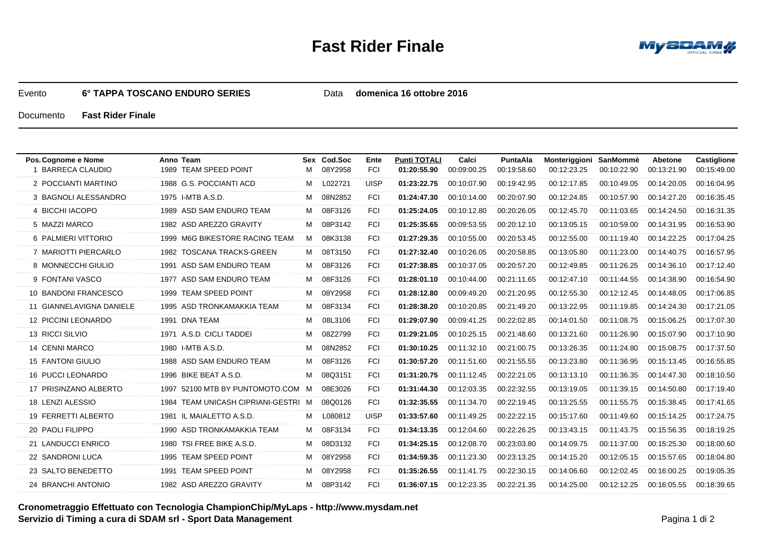# Fast Rider Finale

Evento **6° TAPPA TOSCANO ENDURO SERIES** Data **domenica 16 ottobre 2016**

Documento **Fast Rider Finale**

| Pos. | Cognome e Nome | Anno | Team | Sex | Cod.Soc | Ente | Punti TOTALI | Calci | PuntaAla | Monteriggioni | SanMommè | Abetone | Castiglione |
|---|---|---|---|---|---|---|---|---|---|---|---|---|---|
| 1 | BARRECA CLAUDIO | 1989 | TEAM SPEED POINT | M | 08Y2958 | FCI | **01:20:55.90** | 00:09:00.25 | 00:19:58.60 | 00:12:23.25 | 00:10:22.90 | 00:13:21.90 | 00:15:49.00 |
| 2 | POCCIANTI MARTINO | 1988 | G.S. POCCIANTI ACD | M | L022721 | UISP | **01:23:22.75** | 00:10:07.90 | 00:19:42.95 | 00:12:17.85 | 00:10:49.05 | 00:14:20.05 | 00:16:04.95 |
| 3 | BAGNOLI ALESSANDRO | 1975 | I-MTB A.S.D. | M | 08N2852 | FCI | **01:24:47.30** | 00:10:14.00 | 00:20:07.90 | 00:12:24.85 | 00:10:57.90 | 00:14:27.20 | 00:16:35.45 |
| 4 | BICCHI IACOPO | 1989 | ASD SAM ENDURO TEAM | M | 08F3126 | FCI | **01:25:24.05** | 00:10:12.80 | 00:20:26.05 | 00:12:45.70 | 00:11:03.65 | 00:14:24.50 | 00:16:31.35 |
| 5 | MAZZI MARCO | 1982 | ASD AREZZO GRAVITY | M | 08P3142 | FCI | **01:25:35.65** | 00:09:53.55 | 00:20:12.10 | 00:13:05.15 | 00:10:59.00 | 00:14:31.95 | 00:16:53.90 |
| 6 | PALMIERI VITTORIO | 1999 | M6G BIKESTORE RACING TEAM | M | 08K3138 | FCI | **01:27:29.35** | 00:10:55.00 | 00:20:53.45 | 00:12:55.00 | 00:11:19.40 | 00:14:22.25 | 00:17:04.25 |
| 7 | MARIOTTI PIERCARLO | 1982 | TOSCANA TRACKS-GREEN | M | 08T3150 | FCI | **01:27:32.40** | 00:10:26.05 | 00:20:58.85 | 00:13:05.80 | 00:11:23.00 | 00:14:40.75 | 00:16:57.95 |
| 8 | MONNECCHI GIULIO | 1991 | ASD SAM ENDURO TEAM | M | 08F3126 | FCI | **01:27:38.85** | 00:10:37.05 | 00:20:57.20 | 00:12:49.85 | 00:11:26.25 | 00:14:36.10 | 00:17:12.40 |
| 9 | FONTANI VASCO | 1977 | ASD SAM ENDURO TEAM | M | 08F3126 | FCI | **01:28:01.10** | 00:10:44.00 | 00:21:11.65 | 00:12:47.10 | 00:11:44.55 | 00:14:38.90 | 00:16:54.90 |
| 10 | BANDONI FRANCESCO | 1999 | TEAM SPEED POINT | M | 08Y2958 | FCI | **01:28:12.80** | 00:09:49.20 | 00:21:20.95 | 00:12:55.30 | 00:12:12.45 | 00:14:48.05 | 00:17:06.85 |
| 11 | GIANNELAVIGNA DANIELE | 1995 | ASD TRONKAMAKKIA TEAM | M | 08F3134 | FCI | **01:28:38.20** | 00:10:20.85 | 00:21:49.20 | 00:13:22.95 | 00:11:19.85 | 00:14:24.30 | 00:17:21.05 |
| 12 | PICCINI LEONARDO | 1991 | DNA TEAM | M | 08L3106 | FCI | **01:29:07.90** | 00:09:41.25 | 00:22:02.85 | 00:14:01.50 | 00:11:08.75 | 00:15:06.25 | 00:17:07.30 |
| 13 | RICCI SILVIO | 1971 | A.S.D. CICLI TADDEI | M | 08Z2799 | FCI | **01:29:21.05** | 00:10:25.15 | 00:21:48.60 | 00:13:21.60 | 00:11:26.90 | 00:15:07.90 | 00:17:10.90 |
| 14 | CENNI MARCO | 1980 | I-MTB A.S.D. | M | 08N2852 | FCI | **01:30:10.25** | 00:11:32.10 | 00:21:00.75 | 00:13:26.35 | 00:11:24.80 | 00:15:08.75 | 00:17:37.50 |
| 15 | FANTONI GIULIO | 1988 | ASD SAM ENDURO TEAM | M | 08F3126 | FCI | **01:30:57.20** | 00:11:51.60 | 00:21:55.55 | 00:13:23.80 | 00:11:36.95 | 00:15:13.45 | 00:16:55.85 |
| 16 | PUCCI LEONARDO | 1996 | BIKE BEAT A.S.D. | M | 08Q3151 | FCI | **01:31:20.75** | 00:11:12.45 | 00:22:21.05 | 00:13:13.10 | 00:11:36.35 | 00:14:47.30 | 00:18:10.50 |
| 17 | PRISINZANO ALBERTO | 1997 | 52100 MTB BY PUNTOMOTO.COM | M | 08E3026 | FCI | **01:31:44.30** | 00:12:03.35 | 00:22:32.55 | 00:13:19.05 | 00:11:39.15 | 00:14:50.80 | 00:17:19.40 |
| 18 | LENZI ALESSIO | 1984 | TEAM UNICASH CIPRIANI-GESTRI | M | 08Q0126 | FCI | **01:32:35.55** | 00:11:34.70 | 00:22:19.45 | 00:13:25.55 | 00:11:55.75 | 00:15:38.45 | 00:17:41.65 |
| 19 | FERRETTI ALBERTO | 1981 | IL MAIALETTO A.S.D. | M | L080812 | UISP | **01:33:57.60** | 00:11:49.25 | 00:22:22.15 | 00:15:17.60 | 00:11:49.60 | 00:15:14.25 | 00:17:24.75 |
| 20 | PAOLI FILIPPO | 1990 | ASD TRONKAMAKKIA TEAM | M | 08F3134 | FCI | **01:34:13.35** | 00:12:04.60 | 00:22:26.25 | 00:13:43.15 | 00:11:43.75 | 00:15:56.35 | 00:18:19.25 |
| 21 | LANDUCCI ENRICO | 1980 | TSI FREE BIKE A.S.D. | M | 08D3132 | FCI | **01:34:25.15** | 00:12:08.70 | 00:23:03.80 | 00:14:09.75 | 00:11:37.00 | 00:15:25.30 | 00:18:00.60 |
| 22 | SANDRONI LUCA | 1995 | TEAM SPEED POINT | M | 08Y2958 | FCI | **01:34:59.35** | 00:11:23.30 | 00:23:13.25 | 00:14:15.20 | 00:12:05.15 | 00:15:57.65 | 00:18:04.80 |
| 23 | SALTO BENEDETTO | 1991 | TEAM SPEED POINT | M | 08Y2958 | FCI | **01:35:26.55** | 00:11:41.75 | 00:22:30.15 | 00:14:06.60 | 00:12:02.45 | 00:16:00.25 | 00:19:05.35 |
| 24 | BRANCHI ANTONIO | 1982 | ASD AREZZO GRAVITY | M | 08P3142 | FCI | **01:36:07.15** | 00:12:23.35 | 00:22:21.35 | 00:14:25.00 | 00:12:12.25 | 00:16:05.55 | 00:18:39.65 |

**Cronometraggio Effettuato con Tecnologia ChampionChip/MyLaps - http://www.mysdam.net**
**Servizio di Timing a cura di SDAM srl - Sport Data Management**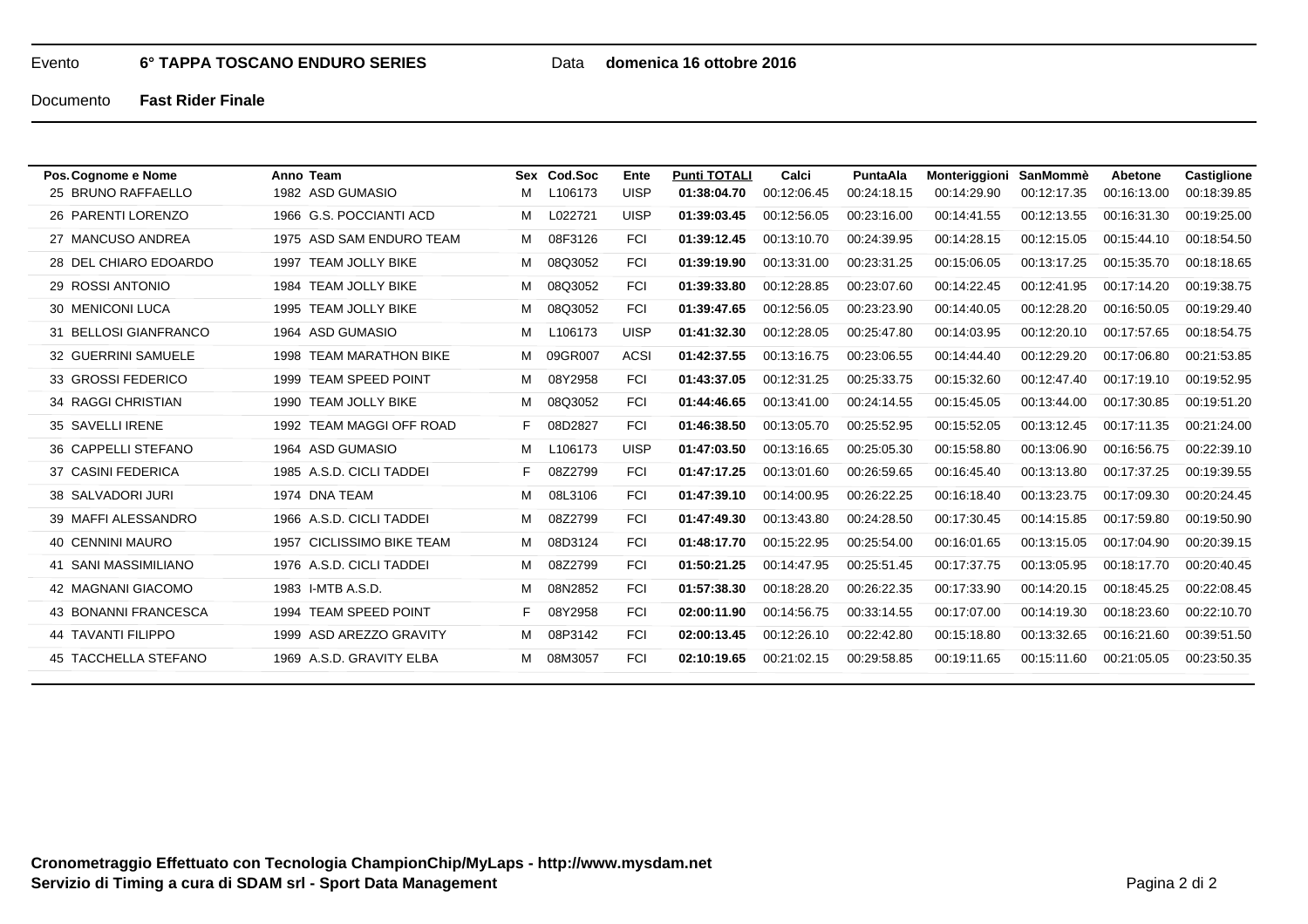Evento **6° TAPPA TOSCANO ENDURO SERIES** Data **domenica 16 ottobre 2016**

Documento **Fast Rider Finale**

| Pos. | Cognome e Nome | Anno | Team | Sex | Cod.Soc | Ente | Punti TOTALI | Calci | PuntaAla | Monteriggioni | SanMommè | Abetone | Castiglione |
|---|---|---|---|---|---|---|---|---|---|---|---|---|---|
| 25 | BRUNO RAFFAELLO | 1982 | ASD GUMASIO | M | L106173 | UISP | **01:38:04.70** | 00:12:06.45 | 00:24:18.15 | 00:14:29.90 | 00:12:17.35 | 00:16:13.00 | 00:18:39.85 |
| 26 | PARENTI LORENZO | 1966 | G.S. POCCIANTI ACD | M | L022721 | UISP | **01:39:03.45** | 00:12:56.05 | 00:23:16.00 | 00:14:41.55 | 00:12:13.55 | 00:16:31.30 | 00:19:25.00 |
| 27 | MANCUSO ANDREA | 1975 | ASD SAM ENDURO TEAM | M | 08F3126 | FCI | **01:39:12.45** | 00:13:10.70 | 00:24:39.95 | 00:14:28.15 | 00:12:15.05 | 00:15:44.10 | 00:18:54.50 |
| 28 | DEL CHIARO EDOARDO | 1997 | TEAM JOLLY BIKE | M | 08Q3052 | FCI | **01:39:19.90** | 00:13:31.00 | 00:23:31.25 | 00:15:06.05 | 00:13:17.25 | 00:15:35.70 | 00:18:18.65 |
| 29 | ROSSI ANTONIO | 1984 | TEAM JOLLY BIKE | M | 08Q3052 | FCI | **01:39:33.80** | 00:12:28.85 | 00:23:07.60 | 00:14:22.45 | 00:12:41.95 | 00:17:14.20 | 00:19:38.75 |
| 30 | MENICONI LUCA | 1995 | TEAM JOLLY BIKE | M | 08Q3052 | FCI | **01:39:47.65** | 00:12:56.05 | 00:23:23.90 | 00:14:40.05 | 00:12:28.20 | 00:16:50.05 | 00:19:29.40 |
| 31 | BELLOSI GIANFRANCO | 1964 | ASD GUMASIO | M | L106173 | UISP | **01:41:32.30** | 00:12:28.05 | 00:25:47.80 | 00:14:03.95 | 00:12:20.10 | 00:17:57.65 | 00:18:54.75 |
| 32 | GUERRINI SAMUELE | 1998 | TEAM MARATHON BIKE | M | 09GR007 | ACSI | **01:42:37.55** | 00:13:16.75 | 00:23:06.55 | 00:14:44.40 | 00:12:29.20 | 00:17:06.80 | 00:21:53.85 |
| 33 | GROSSI FEDERICO | 1999 | TEAM SPEED POINT | M | 08Y2958 | FCI | **01:43:37.05** | 00:12:31.25 | 00:25:33.75 | 00:15:32.60 | 00:12:47.40 | 00:17:19.10 | 00:19:52.95 |
| 34 | RAGGI CHRISTIAN | 1990 | TEAM JOLLY BIKE | M | 08Q3052 | FCI | **01:44:46.65** | 00:13:41.00 | 00:24:14.55 | 00:15:45.05 | 00:13:44.00 | 00:17:30.85 | 00:19:51.20 |
| 35 | SAVELLI IRENE | 1992 | TEAM MAGGI OFF ROAD | F | 08D2827 | FCI | **01:46:38.50** | 00:13:05.70 | 00:25:52.95 | 00:15:52.05 | 00:13:12.45 | 00:17:11.35 | 00:21:24.00 |
| 36 | CAPPELLI STEFANO | 1964 | ASD GUMASIO | M | L106173 | UISP | **01:47:03.50** | 00:13:16.65 | 00:25:05.30 | 00:15:58.80 | 00:13:06.90 | 00:16:56.75 | 00:22:39.10 |
| 37 | CASINI FEDERICA | 1985 | A.S.D. CICLI TADDEI | F | 08Z2799 | FCI | **01:47:17.25** | 00:13:01.60 | 00:26:59.65 | 00:16:45.40 | 00:13:13.80 | 00:17:37.25 | 00:19:39.55 |
| 38 | SALVADORI JURI | 1974 | DNA TEAM | M | 08L3106 | FCI | **01:47:39.10** | 00:14:00.95 | 00:26:22.25 | 00:16:18.40 | 00:13:23.75 | 00:17:09.30 | 00:20:24.45 |
| 39 | MAFFI ALESSANDRO | 1966 | A.S.D. CICLI TADDEI | M | 08Z2799 | FCI | **01:47:49.30** | 00:13:43.80 | 00:24:28.50 | 00:17:30.45 | 00:14:15.85 | 00:17:59.80 | 00:19:50.90 |
| 40 | CENNINI MAURO | 1957 | CICLISSIMO BIKE TEAM | M | 08D3124 | FCI | **01:48:17.70** | 00:15:22.95 | 00:25:54.00 | 00:16:01.65 | 00:13:15.05 | 00:17:04.90 | 00:20:39.15 |
| 41 | SANI MASSIMILIANO | 1976 | A.S.D. CICLI TADDEI | M | 08Z2799 | FCI | **01:50:21.25** | 00:14:47.95 | 00:25:51.45 | 00:17:37.75 | 00:13:05.95 | 00:18:17.70 | 00:20:40.45 |
| 42 | MAGNANI GIACOMO | 1983 | I-MTB A.S.D. | M | 08N2852 | FCI | **01:57:38.30** | 00:18:28.20 | 00:26:22.35 | 00:17:33.90 | 00:14:20.15 | 00:18:45.25 | 00:22:08.45 |
| 43 | BONANNI FRANCESCA | 1994 | TEAM SPEED POINT | F | 08Y2958 | FCI | **02:00:11.90** | 00:14:56.75 | 00:33:14.55 | 00:17:07.00 | 00:14:19.30 | 00:18:23.60 | 00:22:10.70 |
| 44 | TAVANTI FILIPPO | 1999 | ASD AREZZO GRAVITY | M | 08P3142 | FCI | **02:00:13.45** | 00:12:26.10 | 00:22:42.80 | 00:15:18.80 | 00:13:32.65 | 00:16:21.60 | 00:39:51.50 |
| 45 | TACCHELLA STEFANO | 1969 | A.S.D. GRAVITY ELBA | M | 08M3057 | FCI | **02:10:19.65** | 00:21:02.15 | 00:29:58.85 | 00:19:11.65 | 00:15:11.60 | 00:21:05.05 | 00:23:50.35 |

**Cronometraggio Effettuato con Tecnologia ChampionChip/MyLaps - http://www.mysdam.net**
**Servizio di Timing a cura di SDAM srl - Sport Data Management**